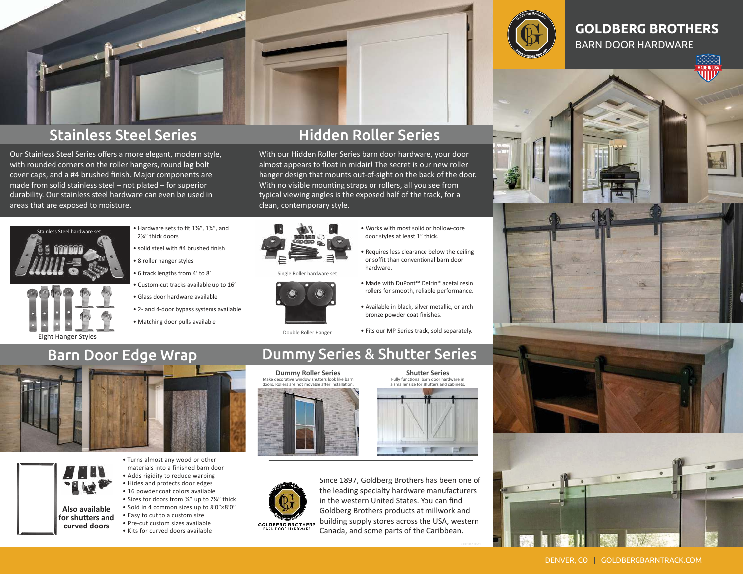# GOLDBERG BROTHERS

BARN DOOR HARDWARE

MADE IN USA

## Stainless Steel Series

Our Stainless Steel Series offers a more elegant, modern style, with rounded corners on the roller hangers, round lag bolt cover caps, and a #4 brushed finish. Major components are made from solid stainless steel – not plated – for superior durability. Our stainless steel hardware can even be used in areas that are exposed to moisture.

Stainless Steel hardware set

Eight Hanger Styles

- Hardware sets to fit 1⅜", 1¾", and 2¼" thick doors
- solid steel with #4 brushed finish
- 8 roller hanger styles
- 6 track lengths from 4' to 8'
- Custom-cut tracks available up to 16'
- Glass door hardware available
- 2- and 4-door bypass systems available
- Matching door pulls available

## Hidden Roller Series

With our Hidden Roller Series barn door hardware, your door almost appears to float in midair! The secret is our new roller hanger design that mounts out-of-sight on the back of the door. With no visible mounting straps or rollers, all you see from typical viewing angles is the exposed half of the track, for a clean, contemporary style.

Single Roller hardware set

Double Roller Hanger

- Works with most solid or hollow-core door styles at least 1" thick.
- Requires less clearance below the ceiling or soffit than conventional barn door hardware.
- Made with DuPont™ Delrin® acetal resin rollers for smooth, reliable performance.
- Available in black, silver metallic, or arch bronze powder coat finishes.
- Fits our MP Series track, sold separately.

## Barn Door Edge Wrap

**Also available for shutters and curved doors**

- Turns almost any wood or other materials into a finished barn door
- Adds rigidity to reduce warping
- Hides and protects door edges
- 16 powder coat colors available
- Sizes for doors from ¾" up to 2¼" thick
- Sold in 4 common sizes up to 8'0"×8'0"
- Easy to cut to a custom size
- Pre-cut custom sizes available
- Kits for curved doors available

## Dummy Series & Shutter Series

**Dummy Roller Series**

Make decorative window shutters look like barn doors. Rollers are not movable after installation.

**Shutter Series**

Fully functional barn door hardware in a smaller size for shutters and cabinets.

GOLDBERG BROTHERS
BARN DOOR HARDWARE

Since 1897, Goldberg Brothers has been one of the leading specialty hardware manufacturers in the western United States. You can find Goldberg Brothers products at millwork and building supply stores across the USA, western Canada, and some parts of the Caribbean.

DENVER, CO | GOLDBERGBARNTRACK.COM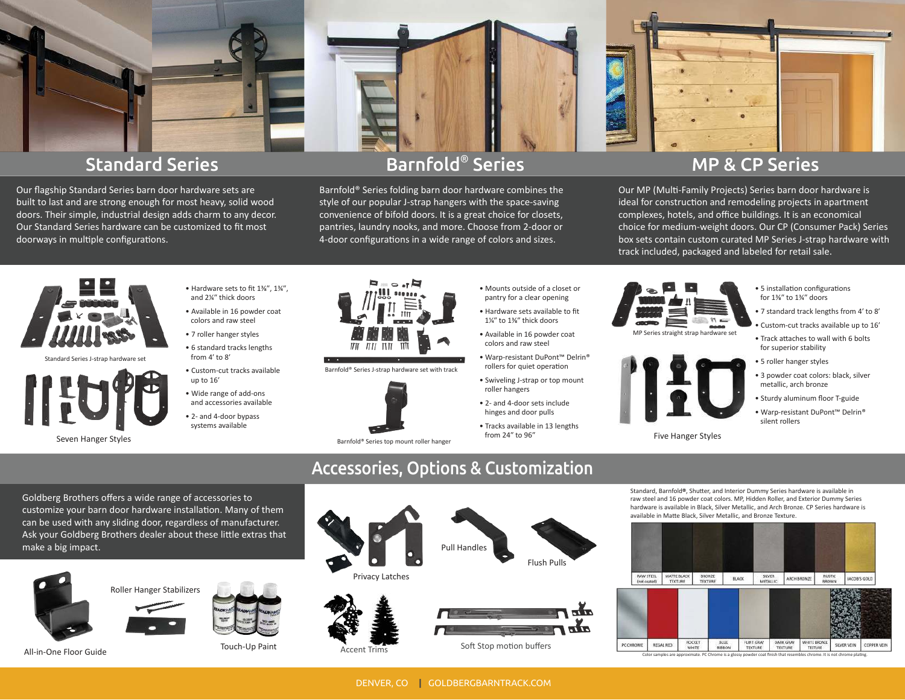## Standard Series

Our flagship Standard Series barn door hardware sets are built to last and are strong enough for most heavy, solid wood doors. Their simple, industrial design adds charm to any decor. Our Standard Series hardware can be customized to fit most doorways in multiple configurations.

Standard Series J-strap hardware set

Seven Hanger Styles

- Hardware sets to fit 1⅜", 1¾", and 2¼" thick doors
- Available in 16 powder coat colors and raw steel
- 7 roller hanger styles
- 6 standard tracks lengths from 4' to 8'
- Custom-cut tracks available up to 16'
- Wide range of add-ons and accessories available
- 2- and 4-door bypass systems available

## Barnfold® Series

Barnfold® Series folding barn door hardware combines the style of our popular J-strap hangers with the space-saving convenience of bifold doors. It is a great choice for closets, pantries, laundry nooks, and more. Choose from 2-door or 4-door configurations in a wide range of colors and sizes.

Barnfold® Series J-strap hardware set with track

Barnfold® Series top mount roller hanger

- Mounts outside of a closet or pantry for a clear opening
- Hardware sets available to fit 1¼" to 1⅜" thick doors
- Available in 16 powder coat colors and raw steel
- Warp-resistant DuPont™ Delrin® rollers for quiet operation
- Swiveling J-strap or top mount roller hangers
- 2- and 4-door sets include hinges and door pulls
- Tracks available in 13 lengths from 24" to 96"

## MP & CP Series

Our MP (Multi-Family Projects) Series barn door hardware is ideal for construction and remodeling projects in apartment complexes, hotels, and office buildings. It is an economical choice for medium-weight doors. Our CP (Consumer Pack) Series box sets contain custom curated MP Series J-strap hardware with track included, packaged and labeled for retail sale.

MP Series straight strap hardware set

Five Hanger Styles

- 5 installation configurations for 1⅜" to 1¾" doors
- 7 standard track lengths from 4' to 8'
- Custom-cut tracks available up to 16'
- Track attaches to wall with 6 bolts for superior stability
- 5 roller hanger styles
- 3 powder coat colors: black, silver metallic, arch bronze
- Sturdy aluminum floor T-guide
- Warp-resistant DuPont™ Delrin® silent rollers

## Accessories, Options & Customization

Goldberg Brothers offers a wide range of accessories to customize your barn door hardware installation. Many of them can be used with any sliding door, regardless of manufacturer. Ask your Goldberg Brothers dealer about these little extras that make a big impact.

All-in-One Floor Guide

Roller Hanger Stabilizers

Touch-Up Paint

Privacy Latches

Pull Handles

Flush Pulls

Accent Trims

Soft Stop motion buffers

Standard, Barnfold®, Shutter, and Interior Dummy Series hardware is available in raw steel and 16 powder coat colors. MP, Hidden Roller, and Exterior Dummy Series hardware is available in Black, Silver Metallic, and Arch Bronze. CP Series hardware is available in Matte Black, Silver Metallic, and Bronze Texture.

RAW STEEL (not coated)
MATTE BLACK TEXTURE
BRONZE TEXTURE
BLACK
SILVER METALLIC
ARCH BRONZE
RUSTIC BROWN
JACOB'S GOLD

PC CHROME
REGAL RED
ROCKET WHITE
BLUE RIBBON
FLINT GRAY TEXTURE
DARK GRAY TEXTURE
WHITE BRONZE TEXTURE
SILVER VEIN
COPPER VEIN

Color samples are approximate. PC Chrome is a glossy powder coat finish that resembles chrome. It is not chrome plating.

DENVER, CO | GOLDBERGBARNTRACK.COM